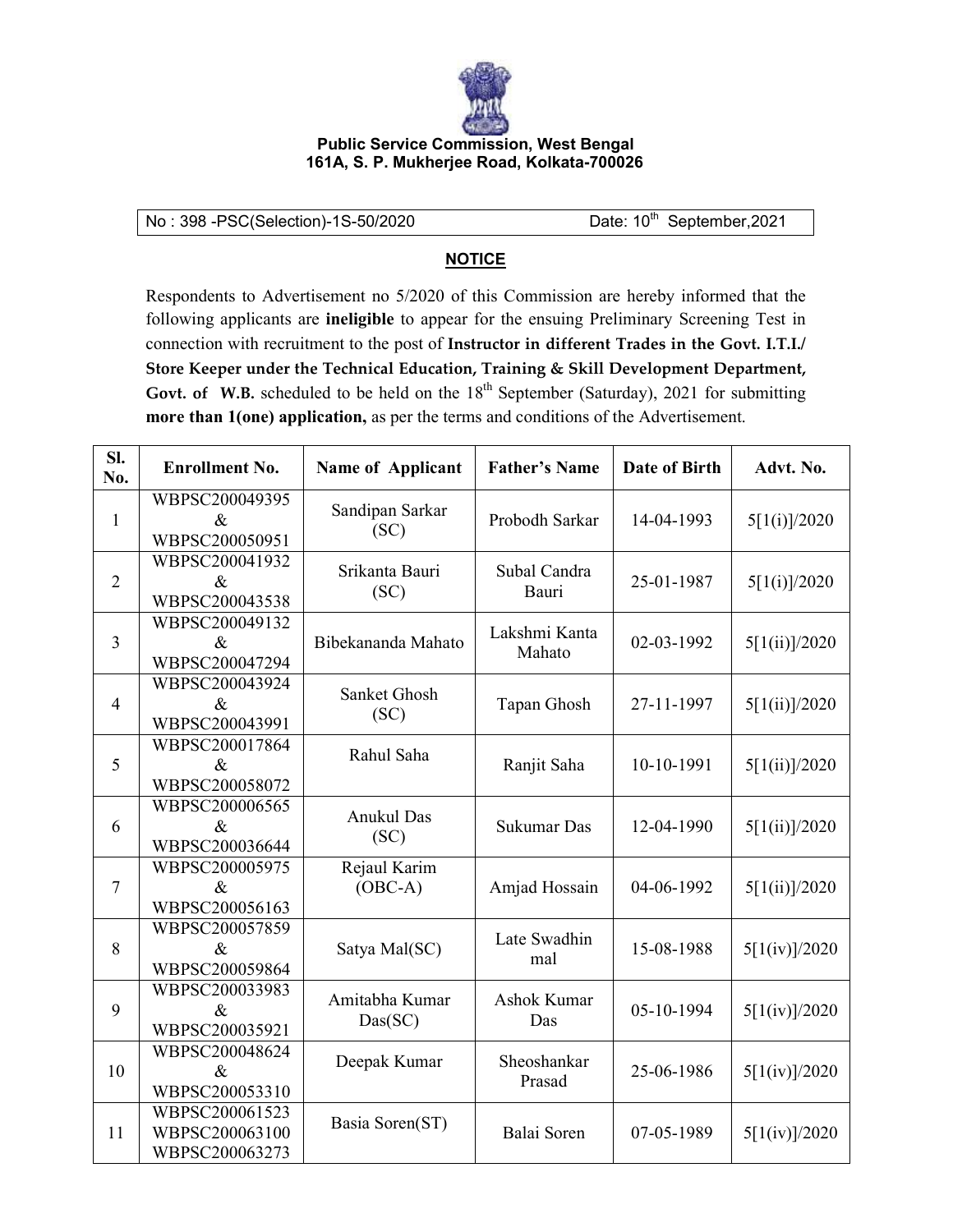**Public Service Commission, West Bengal**
**161A, S. P. Mukherjee Road, Kolkata-700026**

No : 398 -PSC(Selection)-1S-50/2020 Date: 10th September,2021

## NOTICE

Respondents to Advertisement no 5/2020 of this Commission are hereby informed that the following applicants are **ineligible** to appear for the ensuing Preliminary Screening Test in connection with recruitment to the post of **Instructor in different Trades in the Govt. I.T.I./ Store Keeper under the Technical Education, Training & Skill Development Department, Govt. of W.B.** scheduled to be held on the 18th September (Saturday), 2021 for submitting **more than 1(one) application,** as per the terms and conditions of the Advertisement.

| Sl. No. | Enrollment No. | Name of Applicant | Father's Name | Date of Birth | Advt. No. |
|---|---|---|---|---|---|
| 1 | WBPSC200049395 & WBPSC200050951 | Sandipan Sarkar (SC) | Probodh Sarkar | 14-04-1993 | 5[1(i)]/2020 |
| 2 | WBPSC200041932 & WBPSC200043538 | Srikanta Bauri (SC) | Subal Candra Bauri | 25-01-1987 | 5[1(i)]/2020 |
| 3 | WBPSC200049132 & WBPSC200047294 | Bibekananda Mahato | Lakshmi Kanta Mahato | 02-03-1992 | 5[1(ii)]/2020 |
| 4 | WBPSC200043924 & WBPSC200043991 | Sanket Ghosh (SC) | Tapan Ghosh | 27-11-1997 | 5[1(ii)]/2020 |
| 5 | WBPSC200017864 & WBPSC200058072 | Rahul Saha | Ranjit Saha | 10-10-1991 | 5[1(ii)]/2020 |
| 6 | WBPSC200006565 & WBPSC200036644 | Anukul Das (SC) | Sukumar Das | 12-04-1990 | 5[1(ii)]/2020 |
| 7 | WBPSC200005975 & WBPSC200056163 | Rejaul Karim (OBC-A) | Amjad Hossain | 04-06-1992 | 5[1(ii)]/2020 |
| 8 | WBPSC200057859 & WBPSC200059864 | Satya Mal(SC) | Late Swadhin mal | 15-08-1988 | 5[1(iv)]/2020 |
| 9 | WBPSC200033983 & WBPSC200035921 | Amitabha Kumar Das(SC) | Ashok Kumar Das | 05-10-1994 | 5[1(iv)]/2020 |
| 10 | WBPSC200048624 & WBPSC200053310 | Deepak Kumar | Sheoshankar Prasad | 25-06-1986 | 5[1(iv)]/2020 |
| 11 | WBPSC200061523 WBPSC200063100 WBPSC200063273 | Basia Soren(ST) | Balai Soren | 07-05-1989 | 5[1(iv)]/2020 |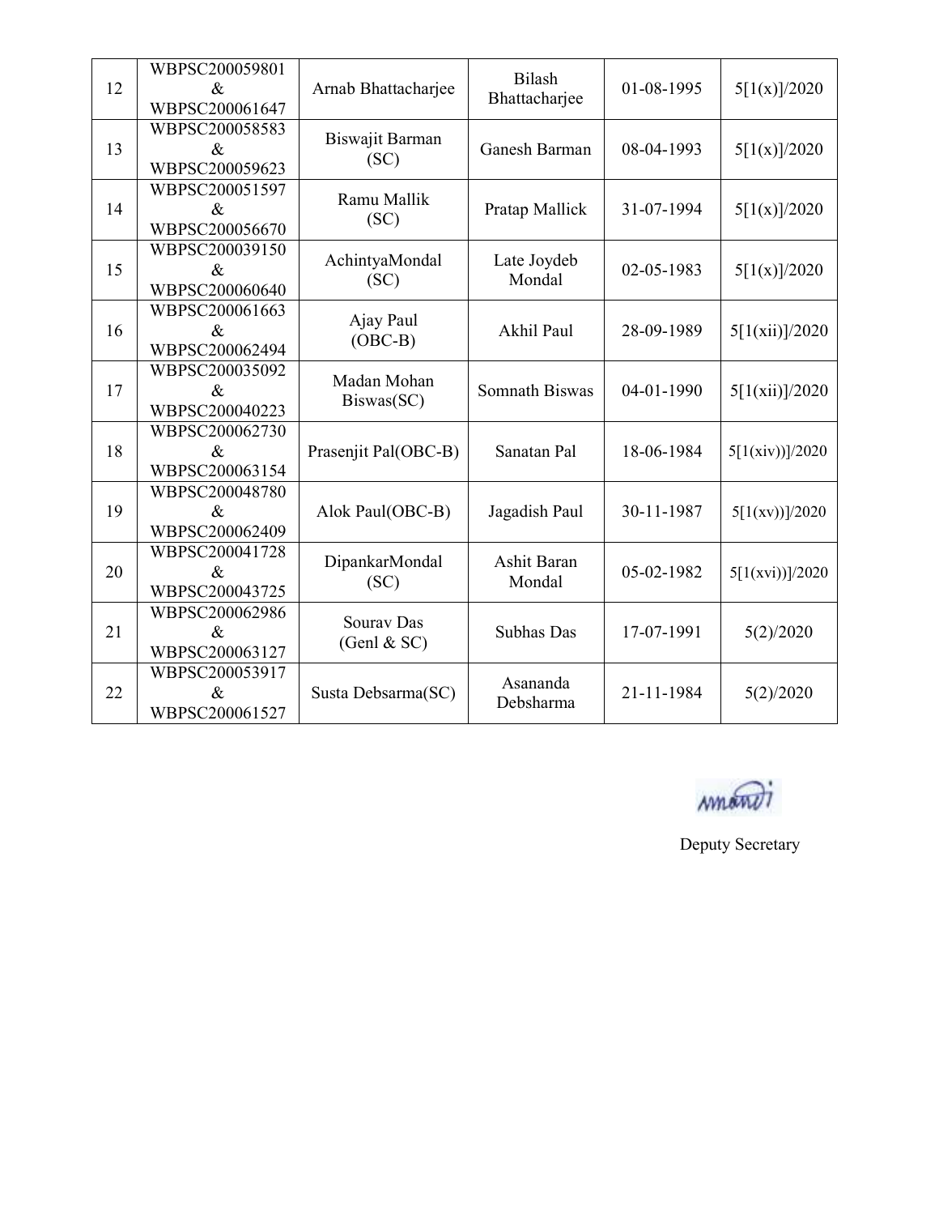| | | | | | |
|---|---|---|---|---|---|
| 12 | WBPSC200059801 & WBPSC200061647 | Arnab Bhattacharjee | Bilash Bhattacharjee | 01-08-1995 | 5[1(x)]/2020 |
| 13 | WBPSC200058583 & WBPSC200059623 | Biswajit Barman (SC) | Ganesh Barman | 08-04-1993 | 5[1(x)]/2020 |
| 14 | WBPSC200051597 & WBPSC200056670 | Ramu Mallik (SC) | Pratap Mallick | 31-07-1994 | 5[1(x)]/2020 |
| 15 | WBPSC200039150 & WBPSC200060640 | AchintyaMondal (SC) | Late Joydeb Mondal | 02-05-1983 | 5[1(x)]/2020 |
| 16 | WBPSC200061663 & WBPSC200062494 | Ajay Paul (OBC-B) | Akhil Paul | 28-09-1989 | 5[1(xii)]/2020 |
| 17 | WBPSC200035092 & WBPSC200040223 | Madan Mohan Biswas(SC) | Somnath Biswas | 04-01-1990 | 5[1(xii)]/2020 |
| 18 | WBPSC200062730 & WBPSC200063154 | Prasenjit Pal(OBC-B) | Sanatan Pal | 18-06-1984 | 5[1(xiv))]/2020 |
| 19 | WBPSC200048780 & WBPSC200062409 | Alok Paul(OBC-B) | Jagadish Paul | 30-11-1987 | 5[1(xv))]/2020 |
| 20 | WBPSC200041728 & WBPSC200043725 | DipankarMondal (SC) | Ashit Baran Mondal | 05-02-1982 | 5[1(xvi))]/2020 |
| 21 | WBPSC200062986 & WBPSC200063127 | Sourav Das (Genl & SC) | Subhas Das | 17-07-1991 | 5(2)/2020 |
| 22 | WBPSC200053917 & WBPSC200061527 | Susta Debsarma(SC) | Asananda Debsharma | 21-11-1984 | 5(2)/2020 |

Deputy Secretary